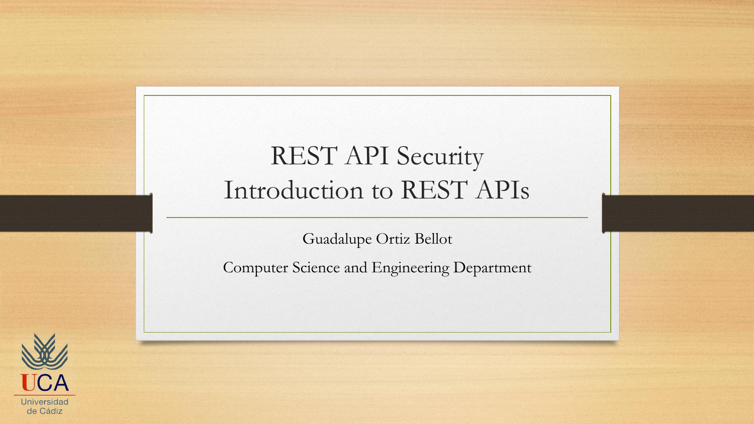# REST API Security
# Introduction to REST APIs

Guadalupe Ortiz Bellot

Computer Science and Engineering Department

UCA
Universidad de Cádiz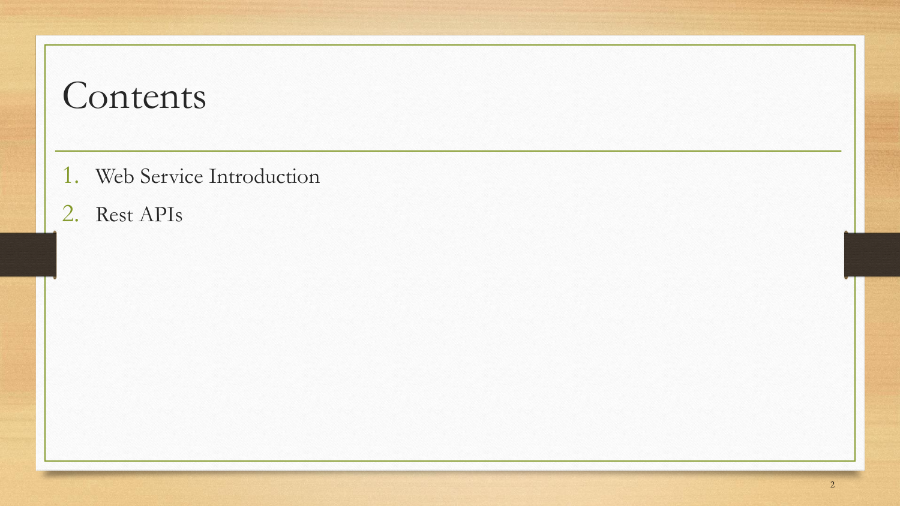# Contents

1. Web Service Introduction
2. Rest APIs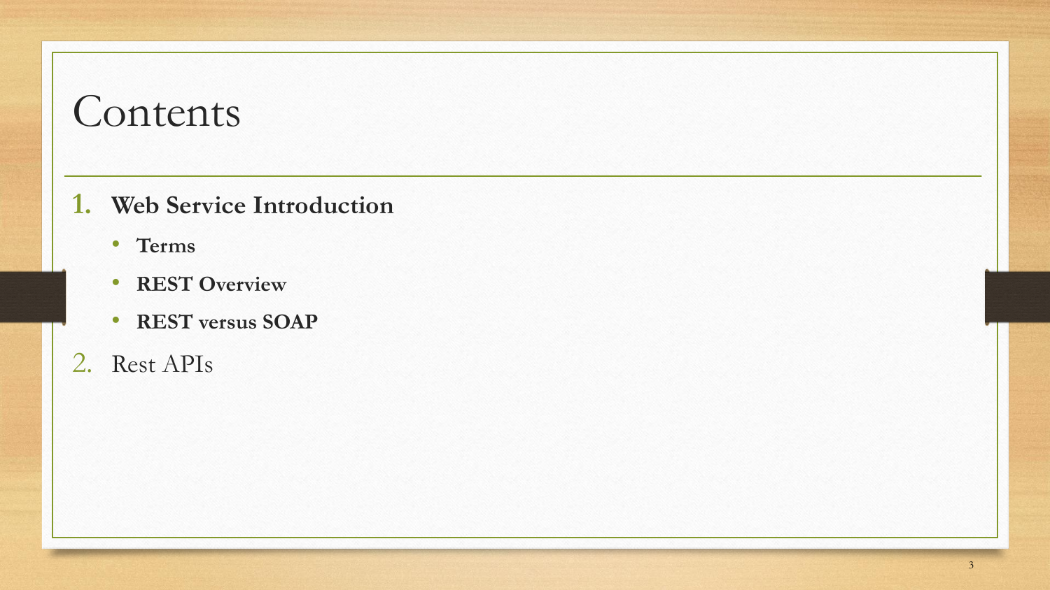# Contents

1. **Web Service Introduction**
    - **Terms**
    - **REST Overview**
    - **REST versus SOAP**
2. Rest APIs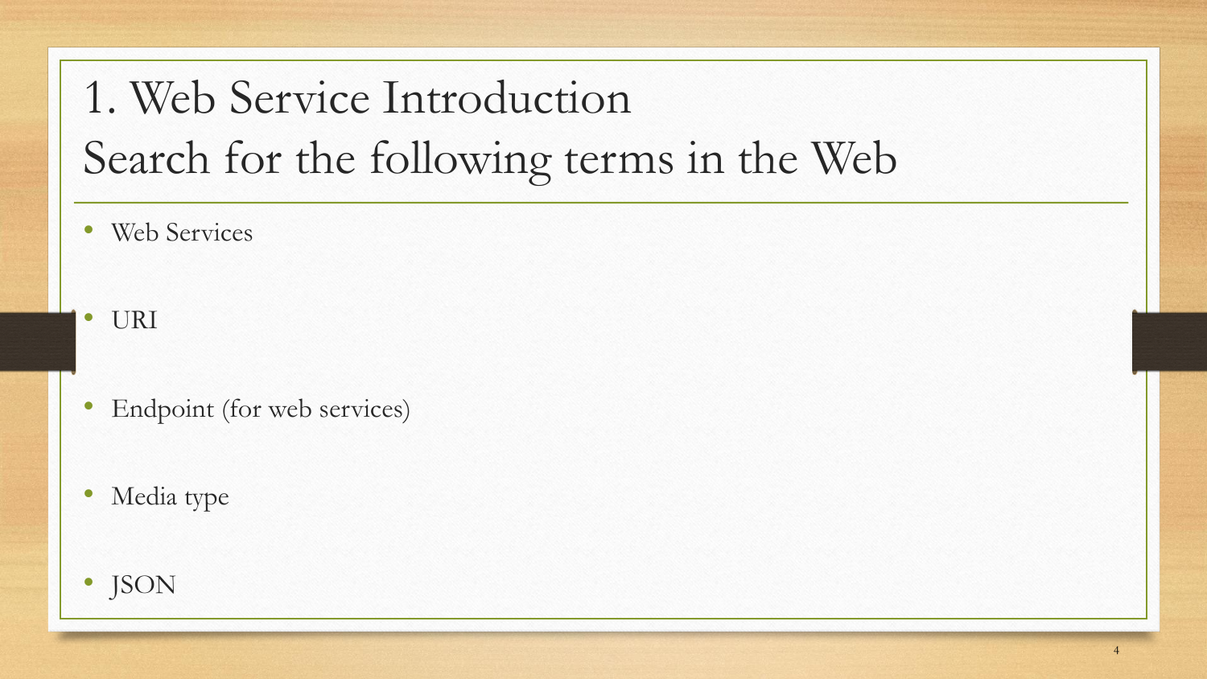# 1. Web Service Introduction
# Search for the following terms in the Web

- Web Services
- URI
- Endpoint (for web services)
- Media type
- JSON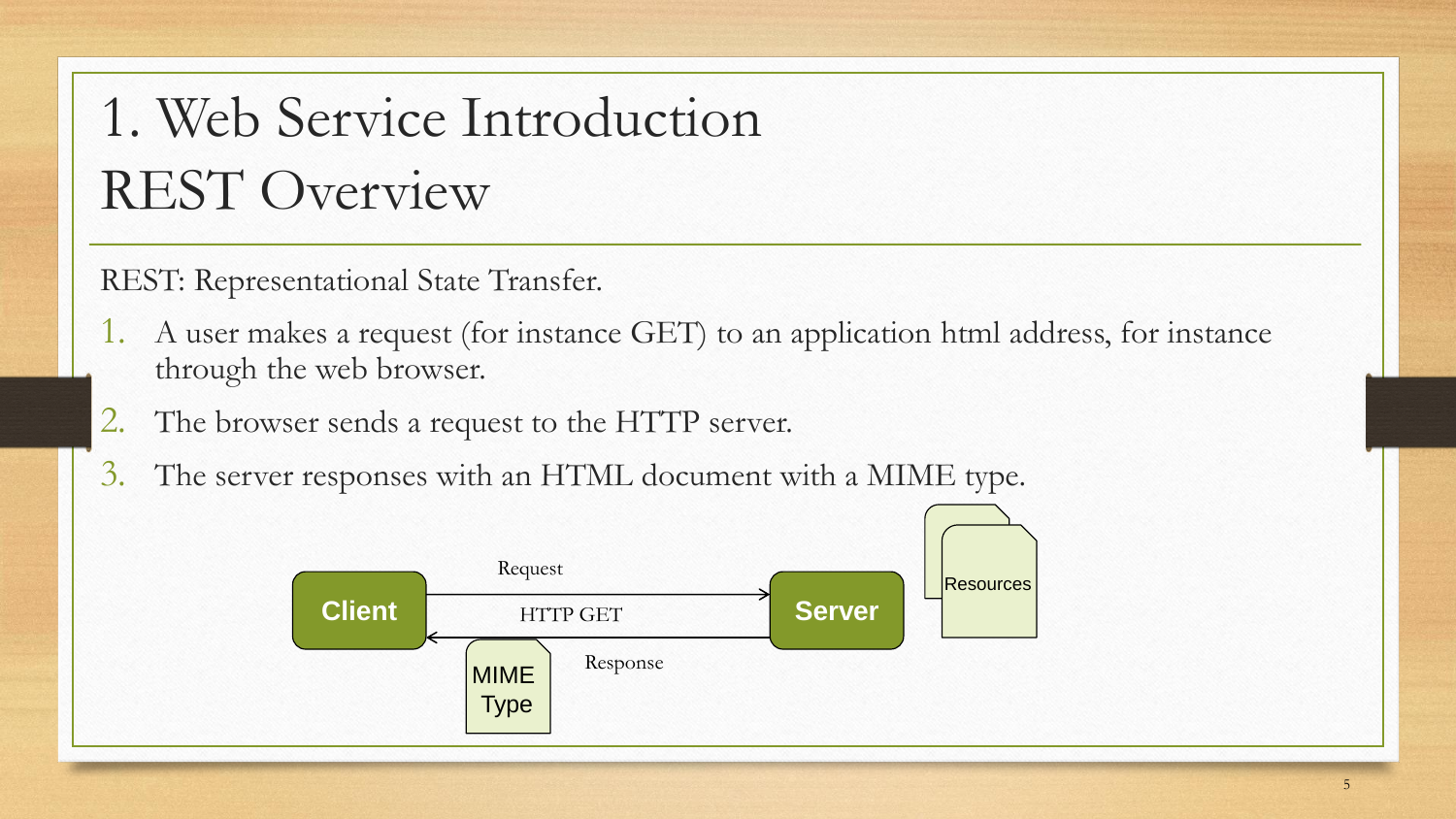# 1. Web Service Introduction
# REST Overview

REST: Representational State Transfer.

1. A user makes a request (for instance GET) to an application html address, for instance through the web browser.
2. The browser sends a request to the HTTP server.
3. The server responses with an HTML document with a MIME type.

Client — Request → Server

HTTP GET

Server — Response → Client (MIME Type)

Resources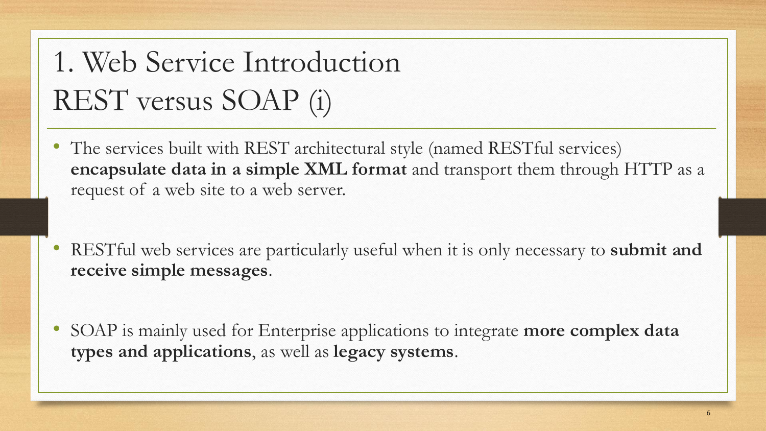# 1. Web Service Introduction
# REST versus SOAP (i)

- The services built with REST architectural style (named RESTful services) **encapsulate data in a simple XML format** and transport them through HTTP as a request of a web site to a web server.

- RESTful web services are particularly useful when it is only necessary to **submit and receive simple messages**.

- SOAP is mainly used for Enterprise applications to integrate **more complex data types and applications**, as well as **legacy systems**.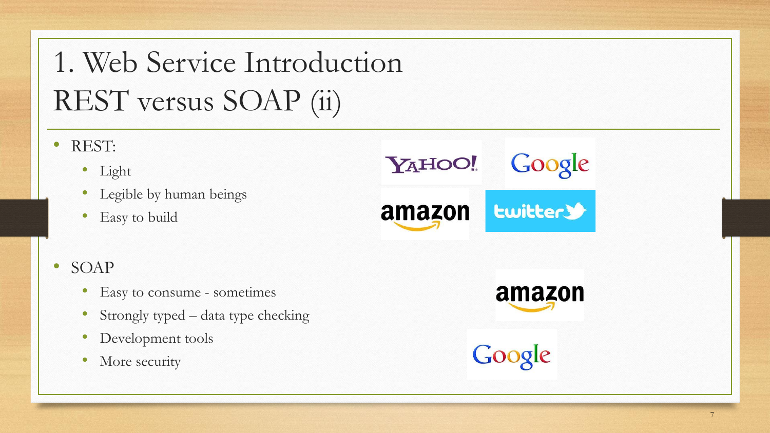# 1. Web Service Introduction
# REST versus SOAP (ii)

- REST:
  - Light
  - Legible by human beings
  - Easy to build

- SOAP
  - Easy to consume - sometimes
  - Strongly typed – data type checking
  - Development tools
  - More security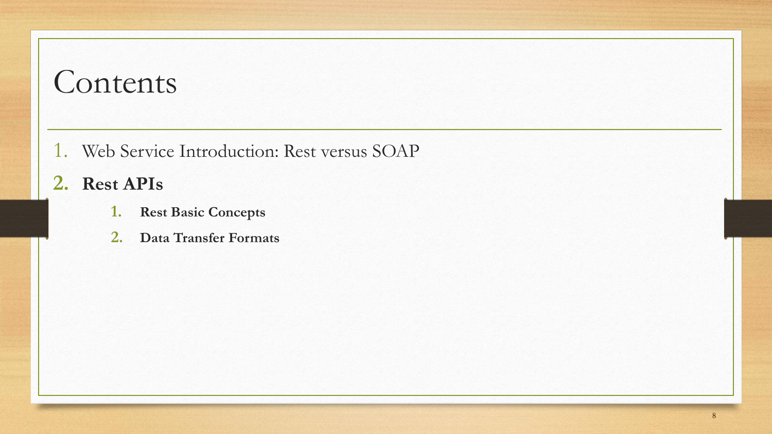# Contents

1. Web Service Introduction: Rest versus SOAP
2. **Rest APIs**
    1. **Rest Basic Concepts**
    2. **Data Transfer Formats**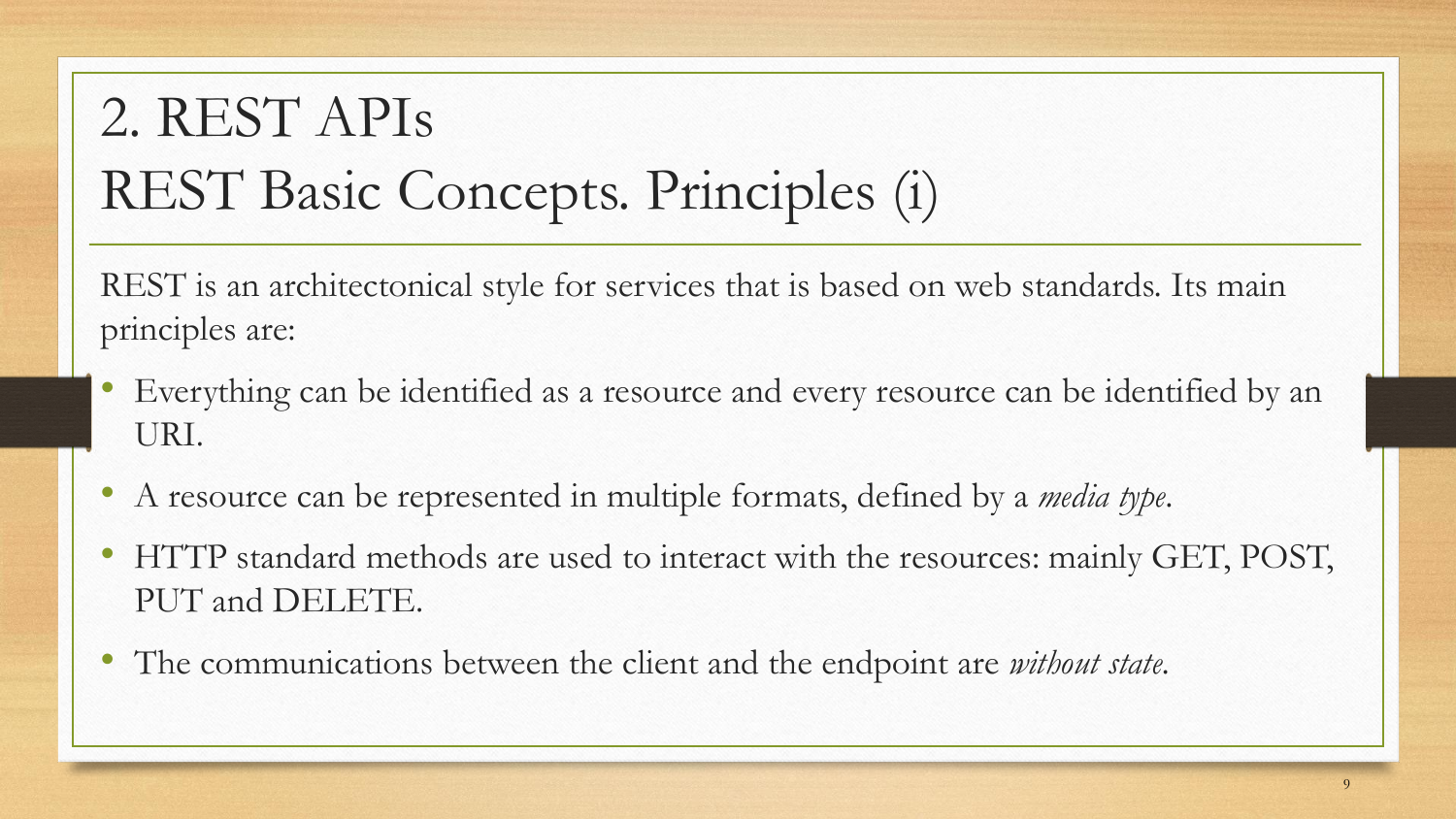# 2. REST APIs
# REST Basic Concepts. Principles (i)

REST is an architectonical style for services that is based on web standards. Its main principles are:

- Everything can be identified as a resource and every resource can be identified by an URI.
- A resource can be represented in multiple formats, defined by a *media type*.
- HTTP standard methods are used to interact with the resources: mainly GET, POST, PUT and DELETE.
- The communications between the client and the endpoint are *without state*.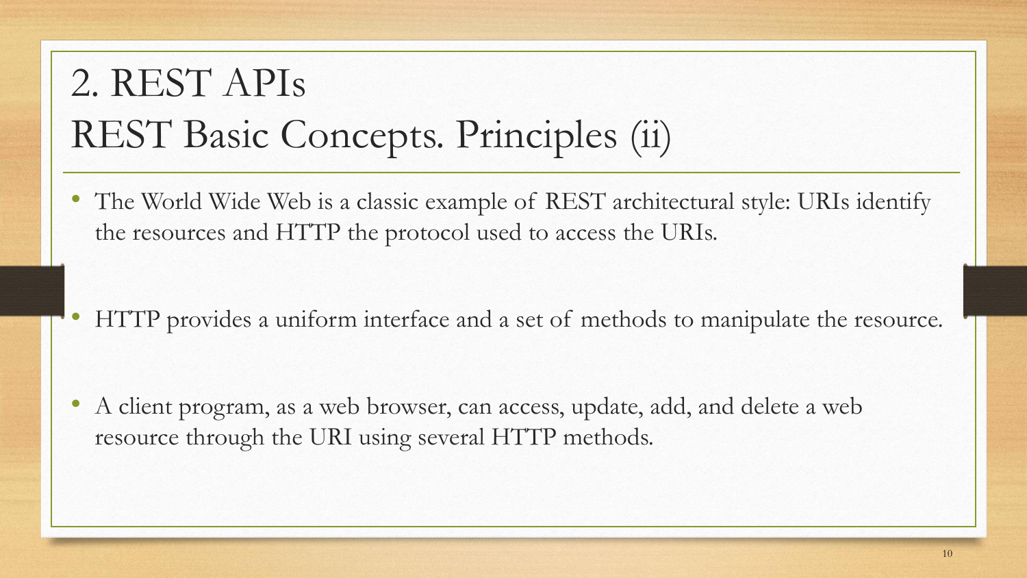# 2. REST APIs
## REST Basic Concepts. Principles (ii)

- The World Wide Web is a classic example of REST architectural style: URIs identify the resources and HTTP the protocol used to access the URIs.

- HTTP provides a uniform interface and a set of methods to manipulate the resource.

- A client program, as a web browser, can access, update, add, and delete a web resource through the URI using several HTTP methods.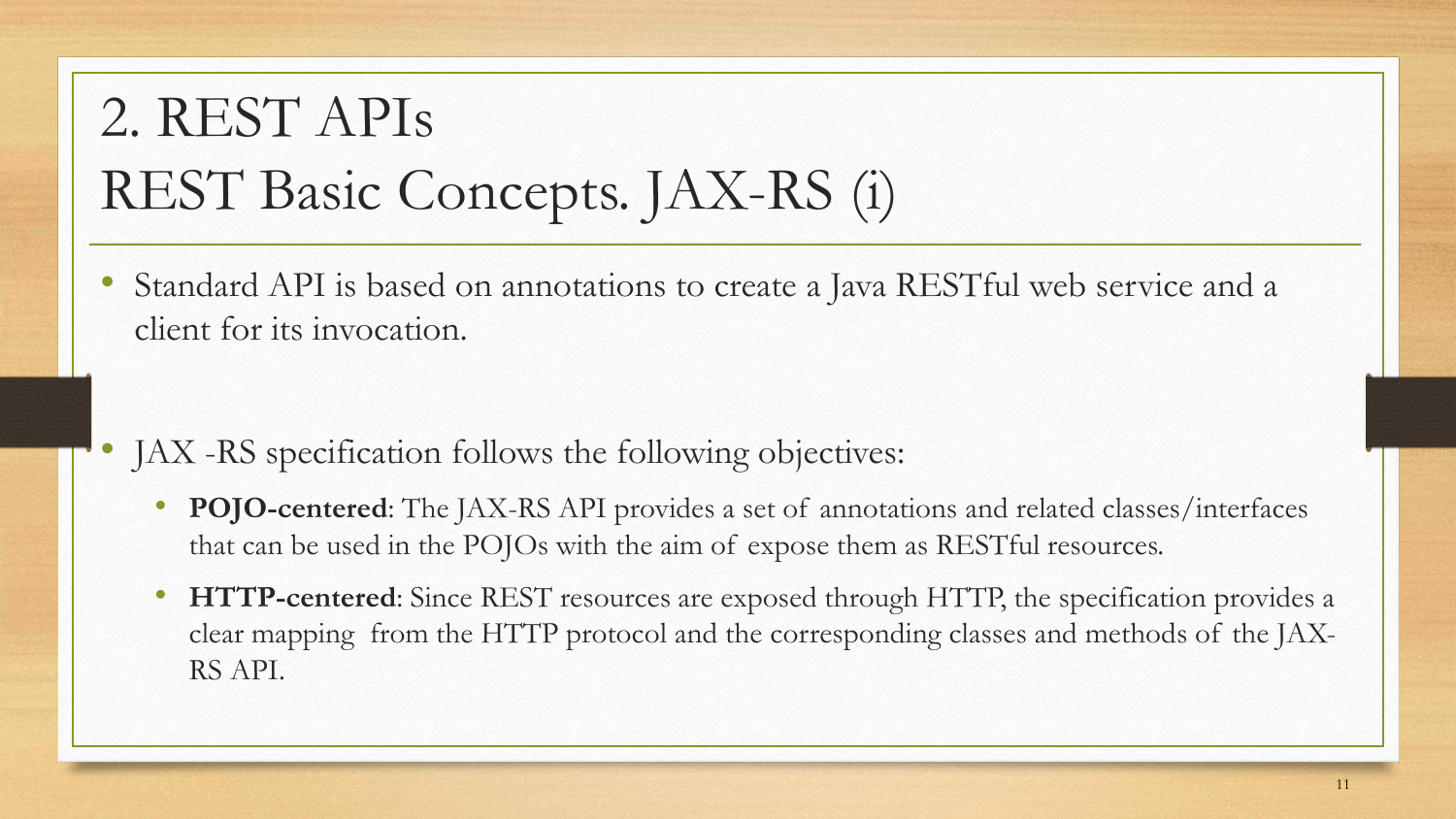# 2. REST APIs
# REST Basic Concepts. JAX-RS (i)

- Standard API is based on annotations to create a Java RESTful web service and a client for its invocation.

- JAX -RS specification follows the following objectives:
  - **POJO-centered**: The JAX-RS API provides a set of annotations and related classes/interfaces that can be used in the POJOs with the aim of expose them as RESTful resources.
  - **HTTP-centered**: Since REST resources are exposed through HTTP, the specification provides a clear mapping from the HTTP protocol and the corresponding classes and methods of the JAX-RS API.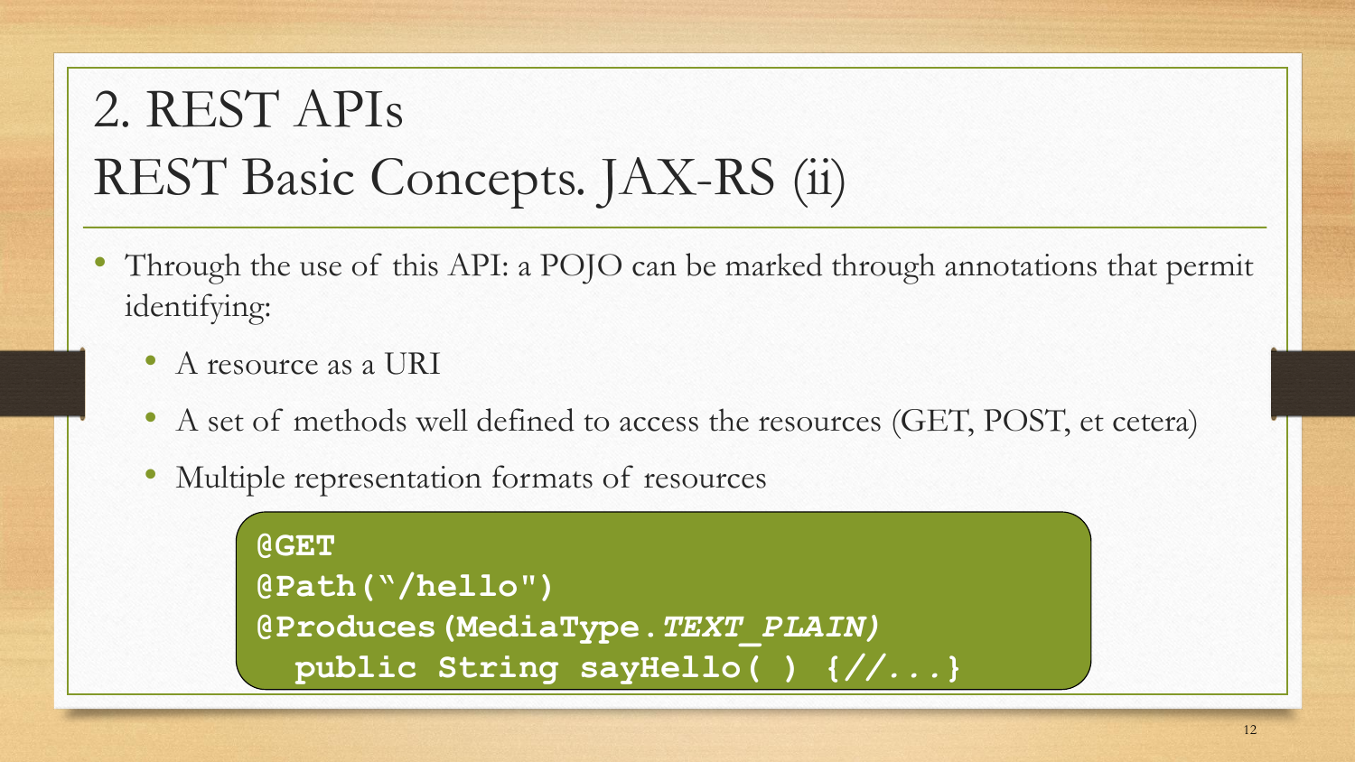# 2. REST APIs
# REST Basic Concepts. JAX-RS (ii)

- Through the use of this API: a POJO can be marked through annotations that permit identifying:
  - A resource as a URI
  - A set of methods well defined to access the resources (GET, POST, et cetera)
  - Multiple representation formats of resources

```
@GET
@Path("/hello")
@Produces(MediaType.TEXT_PLAIN)
  public String sayHello( ) {//...}
```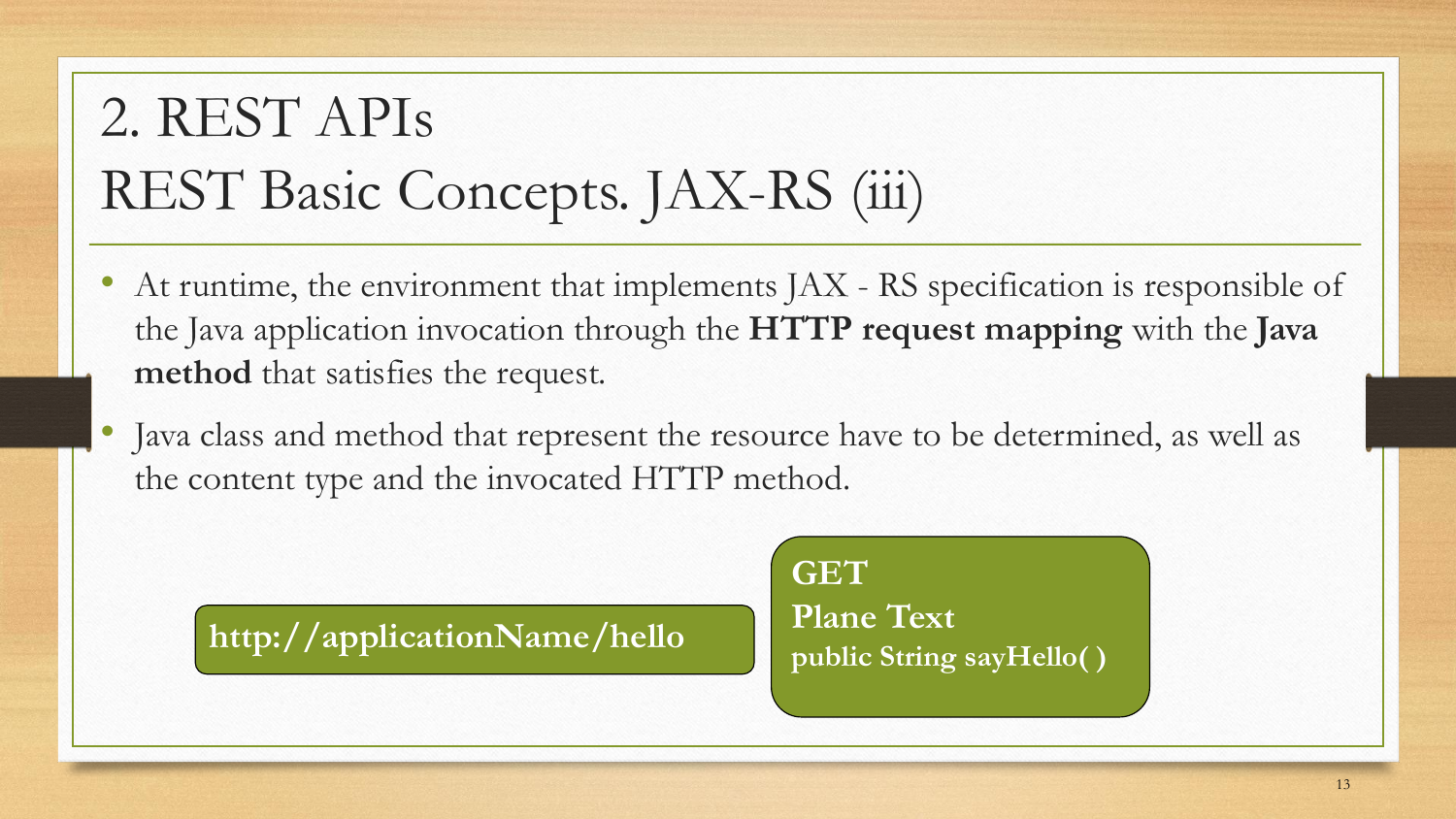# 2. REST APIs
# REST Basic Concepts. JAX-RS (iii)

- At runtime, the environment that implements JAX - RS specification is responsible of the Java application invocation through the **HTTP request mapping** with the **Java method** that satisfies the request.
- Java class and method that represent the resource have to be determined, as well as the content type and the invocated HTTP method.

**http://applicationName/hello**

**GET**
**Plane Text**
**public String sayHello( )**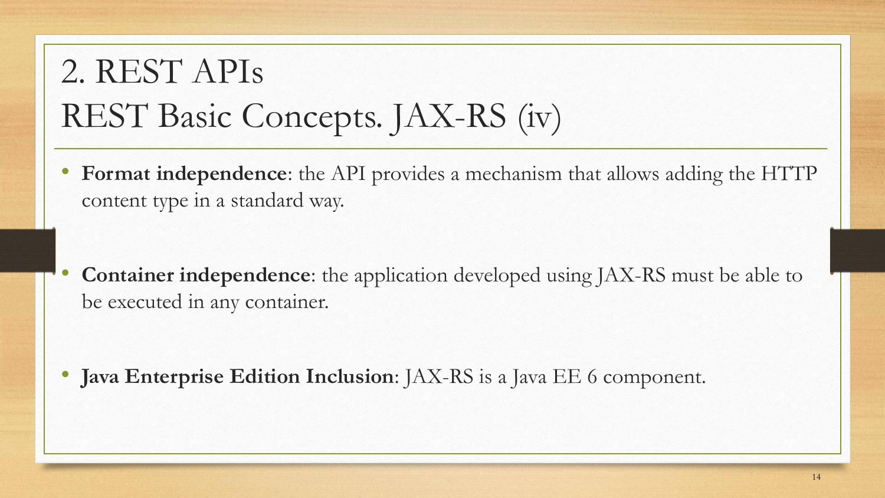# 2. REST APIs
# REST Basic Concepts. JAX-RS (iv)

- **Format independence**: the API provides a mechanism that allows adding the HTTP content type in a standard way.

- **Container independence**: the application developed using JAX-RS must be able to be executed in any container.

- **Java Enterprise Edition Inclusion**: JAX-RS is a Java EE 6 component.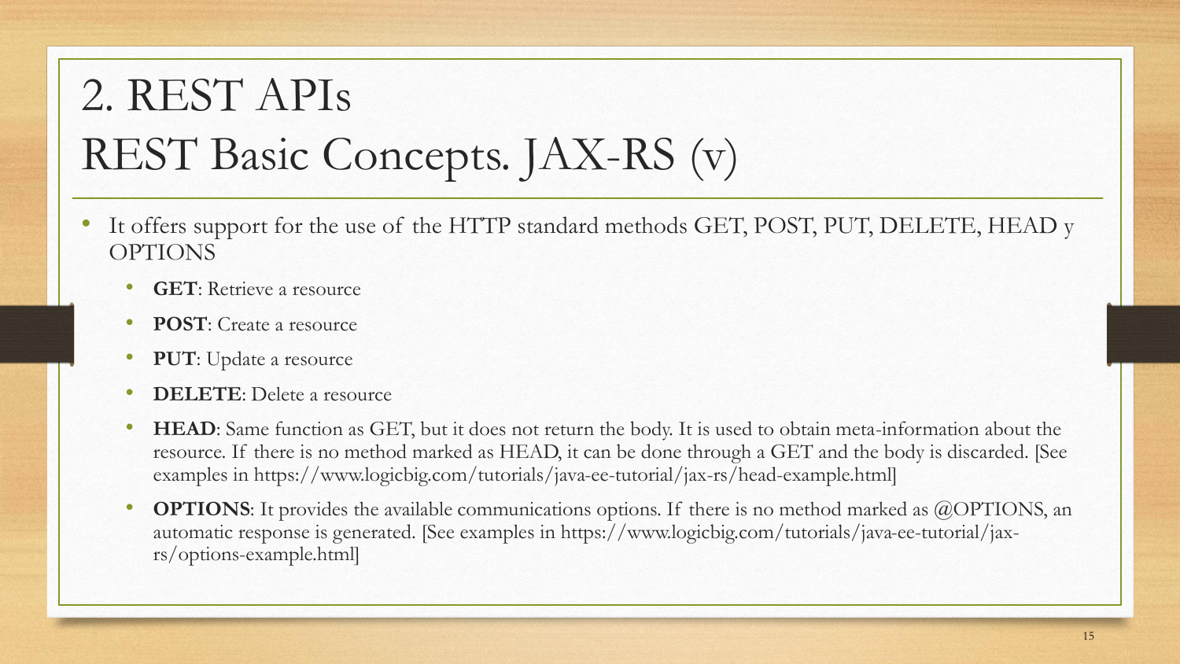# 2. REST APIs
# REST Basic Concepts. JAX-RS (v)

- It offers support for the use of the HTTP standard methods GET, POST, PUT, DELETE, HEAD y OPTIONS
  - **GET**: Retrieve a resource
  - **POST**: Create a resource
  - **PUT**: Update a resource
  - **DELETE**: Delete a resource
  - **HEAD**: Same function as GET, but it does not return the body. It is used to obtain meta-information about the resource. If there is no method marked as HEAD, it can be done through a GET and the body is discarded. [See examples in https://www.logicbig.com/tutorials/java-ee-tutorial/jax-rs/head-example.html]
  - **OPTIONS**: It provides the available communications options. If there is no method marked as @OPTIONS, an automatic response is generated. [See examples in https://www.logicbig.com/tutorials/java-ee-tutorial/jax-rs/options-example.html]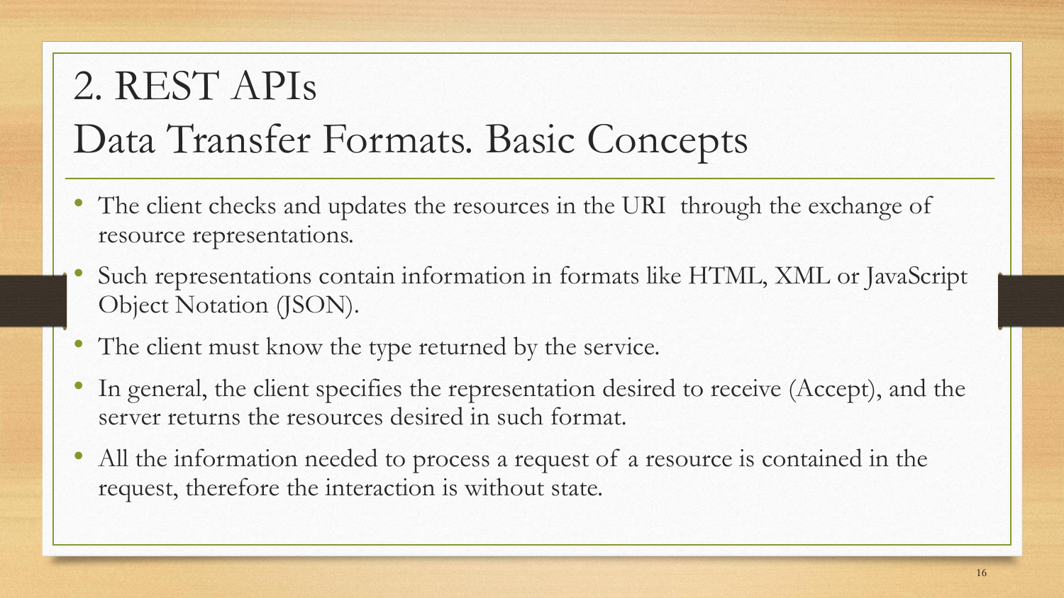# 2. REST APIs
## Data Transfer Formats. Basic Concepts

- The client checks and updates the resources in the URI through the exchange of resource representations.
- Such representations contain information in formats like HTML, XML or JavaScript Object Notation (JSON).
- The client must know the type returned by the service.
- In general, the client specifies the representation desired to receive (Accept), and the server returns the resources desired in such format.
- All the information needed to process a request of a resource is contained in the request, therefore the interaction is without state.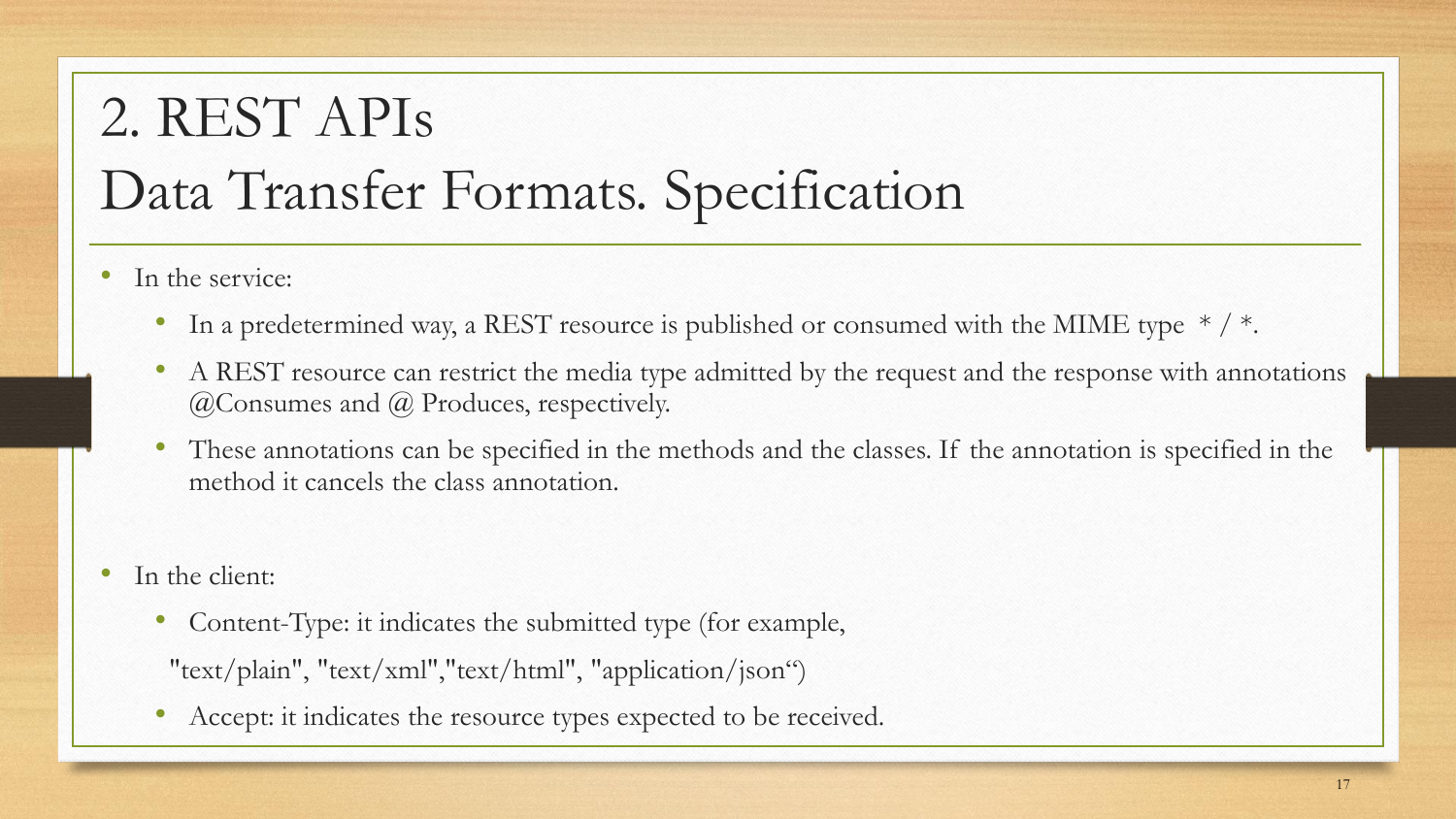# 2. REST APIs
# Data Transfer Formats. Specification

- In the service:
  - In a predetermined way, a REST resource is published or consumed with the MIME type  * / *.
  - A REST resource can restrict the media type admitted by the request and the response with annotations @Consumes and @ Produces, respectively.
  - These annotations can be specified in the methods and the classes. If the annotation is specified in the method it cancels the class annotation.

- In the client:
  - Content-Type: it indicates the submitted type (for example,

    "text/plain", "text/xml","text/html", "application/json“)
  - Accept: it indicates the resource types expected to be received.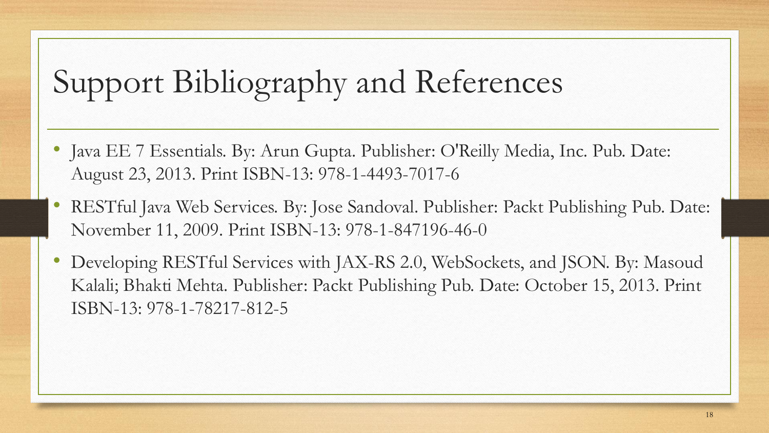# Support Bibliography and References

- Java EE 7 Essentials. By: Arun Gupta. Publisher: O'Reilly Media, Inc. Pub. Date: August 23, 2013. Print ISBN-13: 978-1-4493-7017-6
- RESTful Java Web Services. By: Jose Sandoval. Publisher: Packt Publishing Pub. Date: November 11, 2009. Print ISBN-13: 978-1-847196-46-0
- Developing RESTful Services with JAX-RS 2.0, WebSockets, and JSON. By: Masoud Kalali; Bhakti Mehta. Publisher: Packt Publishing Pub. Date: October 15, 2013. Print ISBN-13: 978-1-78217-812-5